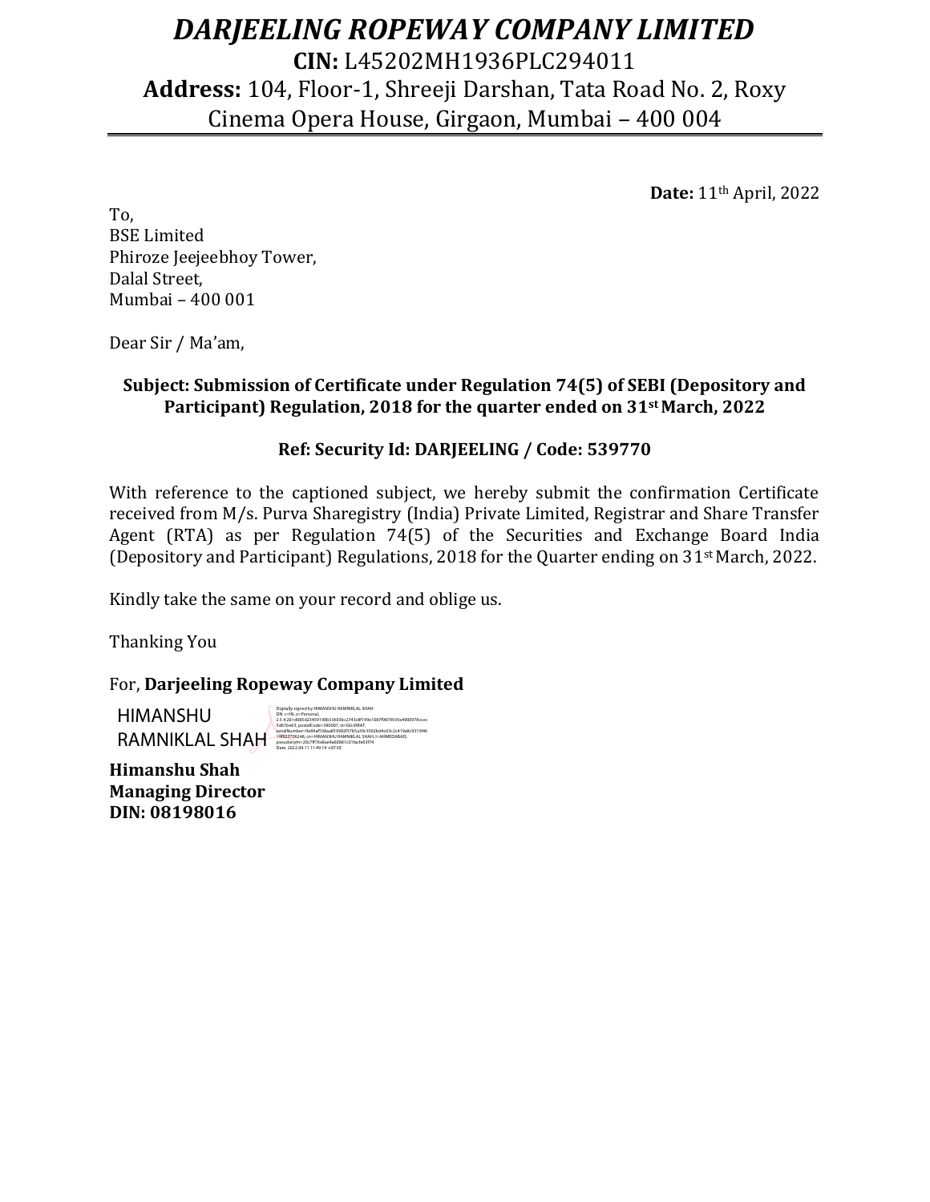# *DARJEELING ROPEWAY COMPANY LIMITED*

**CIN:** L45202MH1936PLC294011

**Address:** 104, Floor-1, Shreeji Darshan, Tata Road No. 2, Roxy Cinema Opera House, Girgaon, Mumbai – 400 004

**Date:** 11th April, 2022

To,
BSE Limited
Phiroze Jeejeebhoy Tower,
Dalal Street,
Mumbai – 400 001

Dear Sir / Ma'am,

**Subject: Submission of Certificate under Regulation 74(5) of SEBI (Depository and Participant) Regulation, 2018 for the quarter ended on 31st March, 2022**

**Ref: Security Id: DARJEELING / Code: 539770**

With reference to the captioned subject, we hereby submit the confirmation Certificate received from M/s. Purva Sharegistry (India) Private Limited, Registrar and Share Transfer Agent (RTA) as per Regulation 74(5) of the Securities and Exchange Board India (Depository and Participant) Regulations, 2018 for the Quarter ending on 31st March, 2022.

Kindly take the same on your record and oblige us.

Thanking You

For, **Darjeeling Ropeway Company Limited**

HIMANSHU RAMNIKLAL SHAH

Digitally signed by HIMANSHU RAMNIKLAL SHAH
Date: 2022.04.11 11:49:14 +05'30'

**Himanshu Shah**
**Managing Director**
**DIN: 08198016**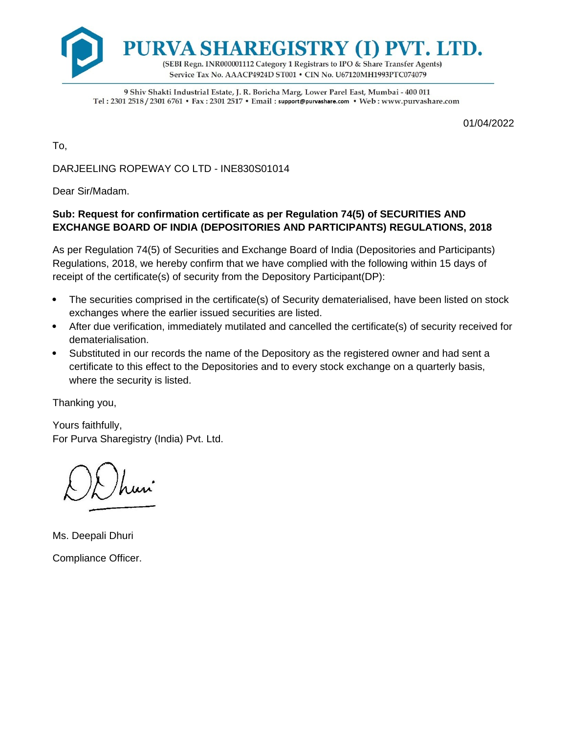# PURVA SHAREGISTRY (I) PVT. LTD.

(SEBI Regn. INR000001112 Category 1 Registrars to IPO & Share Transfer Agents)
Service Tax No. AAACP4924D ST001 • CIN No. U67120MH1993PTC074079

9 Shiv Shakti Industrial Estate, J. R. Boricha Marg, Lower Parel East, Mumbai - 400 011
Tel : 2301 2518 / 2301 6761 • Fax : 2301 2517 • Email : support@purvashare.com • Web : www.purvashare.com

01/04/2022

To,

DARJEELING ROPEWAY CO LTD - INE830S01014

Dear Sir/Madam.

**Sub: Request for confirmation certificate as per Regulation 74(5) of SECURITIES AND EXCHANGE BOARD OF INDIA (DEPOSITORIES AND PARTICIPANTS) REGULATIONS, 2018**

As per Regulation 74(5) of Securities and Exchange Board of India (Depositories and Participants) Regulations, 2018, we hereby confirm that we have complied with the following within 15 days of receipt of the certificate(s) of security from the Depository Participant(DP):

- The securities comprised in the certificate(s) of Security dematerialised, have been listed on stock exchanges where the earlier issued securities are listed.
- After due verification, immediately mutilated and cancelled the certificate(s) of security received for dematerialisation.
- Substituted in our records the name of the Depository as the registered owner and had sent a certificate to this effect to the Depositories and to every stock exchange on a quarterly basis, where the security is listed.

Thanking you,

Yours faithfully,
For Purva Sharegistry (India) Pvt. Ltd.

Ms. Deepali Dhuri

Compliance Officer.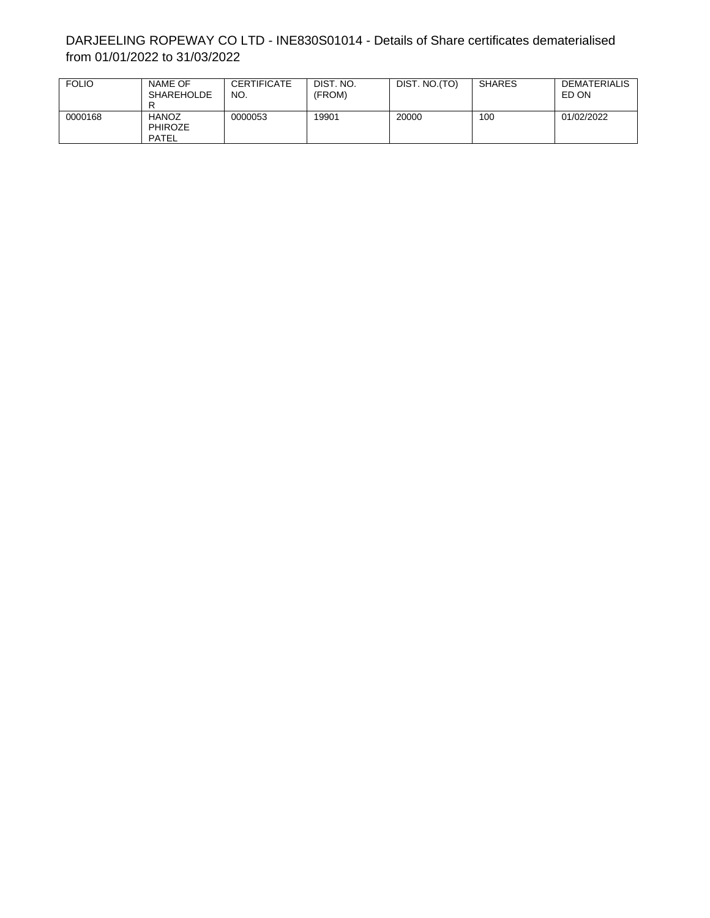DARJEELING ROPEWAY CO LTD - INE830S01014 - Details of Share certificates dematerialised from 01/01/2022 to 31/03/2022

| FOLIO | NAME OF SHAREHOLDER | CERTIFICATE NO. | DIST. NO. (FROM) | DIST. NO.(TO) | SHARES | DEMATERIALISED ON |
|---|---|---|---|---|---|---|
| 0000168 | HANOZ PHIROZE PATEL | 0000053 | 19901 | 20000 | 100 | 01/02/2022 |